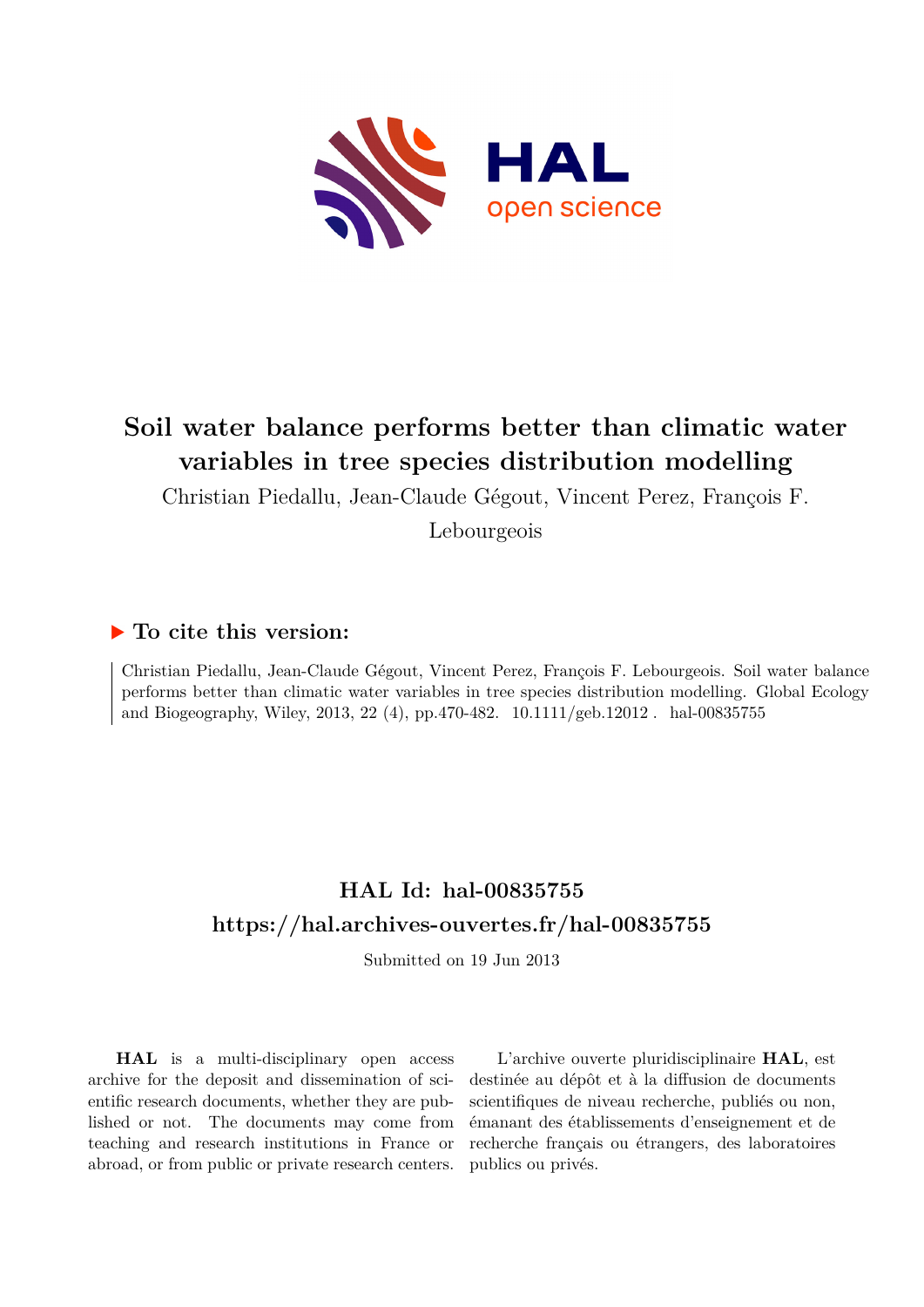# Soil water balance performs better than climatic water variables in tree species distribution modelling

Christian Piedallu, Jean-Claude Gégout, Vincent Perez, François F. Lebourgeois

## To cite this version:

Christian Piedallu, Jean-Claude Gégout, Vincent Perez, François F. Lebourgeois. Soil water balance performs better than climatic water variables in tree species distribution modelling. Global Ecology and Biogeography, Wiley, 2013, 22 (4), pp.470-482. 10.1111/geb.12012 . hal-00835755

## HAL Id: hal-00835755

## https://hal.archives-ouvertes.fr/hal-00835755

Submitted on 19 Jun 2013

**HAL** is a multi-disciplinary open access archive for the deposit and dissemination of scientific research documents, whether they are published or not. The documents may come from teaching and research institutions in France or abroad, or from public or private research centers.

L'archive ouverte pluridisciplinaire **HAL**, est destinée au dépôt et à la diffusion de documents scientifiques de niveau recherche, publiés ou non, émanant des établissements d'enseignement et de recherche français ou étrangers, des laboratoires publics ou privés.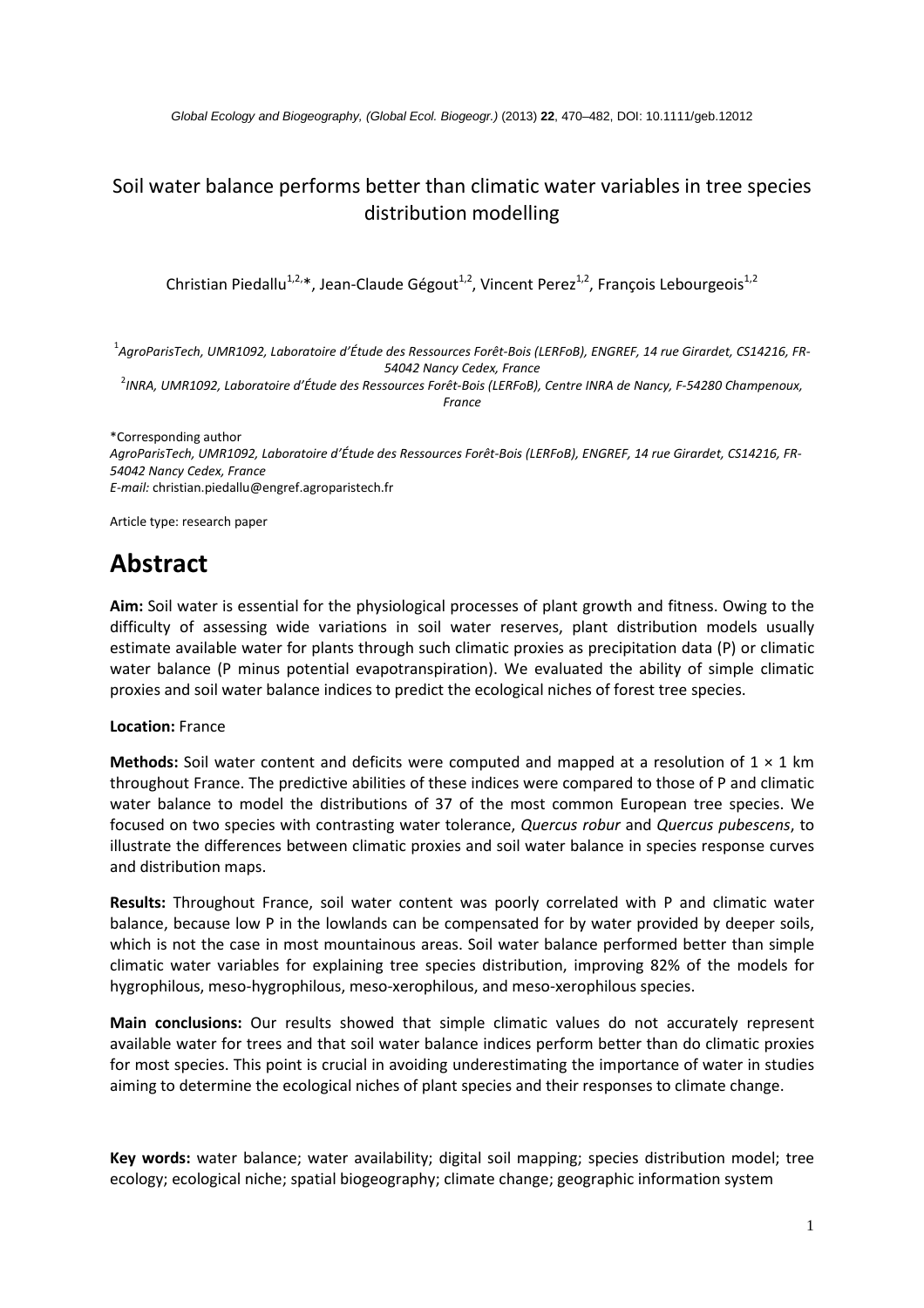Global Ecology and Biogeography, (Global Ecol. Biogeogr.) (2013) **22**, 470–482, DOI: 10.1111/geb.12012

# Soil water balance performs better than climatic water variables in tree species distribution modelling

Christian Piedallu[1,2,*], Jean-Claude Gégout[1,2], Vincent Perez[1,2], François Lebourgeois[1,2]

[1]*AgroParisTech, UMR1092, Laboratoire d'Étude des Ressources Forêt-Bois (LERFoB), ENGREF, 14 rue Girardet, CS14216, FR-54042 Nancy Cedex, France*

[2]*INRA, UMR1092, Laboratoire d'Étude des Ressources Forêt-Bois (LERFoB), Centre INRA de Nancy, F-54280 Champenoux, France*

*Corresponding author
*AgroParisTech, UMR1092, Laboratoire d'Étude des Ressources Forêt-Bois (LERFoB), ENGREF, 14 rue Girardet, CS14216, FR-54042 Nancy Cedex, France*
*E-mail:* christian.piedallu@engref.agroparistech.fr

Article type: research paper

# Abstract

**Aim:** Soil water is essential for the physiological processes of plant growth and fitness. Owing to the difficulty of assessing wide variations in soil water reserves, plant distribution models usually estimate available water for plants through such climatic proxies as precipitation data (P) or climatic water balance (P minus potential evapotranspiration). We evaluated the ability of simple climatic proxies and soil water balance indices to predict the ecological niches of forest tree species.

**Location:** France

**Methods:** Soil water content and deficits were computed and mapped at a resolution of $1 \times 1$ km throughout France. The predictive abilities of these indices were compared to those of P and climatic water balance to model the distributions of 37 of the most common European tree species. We focused on two species with contrasting water tolerance, *Quercus robur* and *Quercus pubescens*, to illustrate the differences between climatic proxies and soil water balance in species response curves and distribution maps.

**Results:** Throughout France, soil water content was poorly correlated with P and climatic water balance, because low P in the lowlands can be compensated for by water provided by deeper soils, which is not the case in most mountainous areas. Soil water balance performed better than simple climatic water variables for explaining tree species distribution, improving 82% of the models for hygrophilous, meso-hygrophilous, meso-xerophilous, and meso-xerophilous species.

**Main conclusions:** Our results showed that simple climatic values do not accurately represent available water for trees and that soil water balance indices perform better than do climatic proxies for most species. This point is crucial in avoiding underestimating the importance of water in studies aiming to determine the ecological niches of plant species and their responses to climate change.

**Key words:** water balance; water availability; digital soil mapping; species distribution model; tree ecology; ecological niche; spatial biogeography; climate change; geographic information system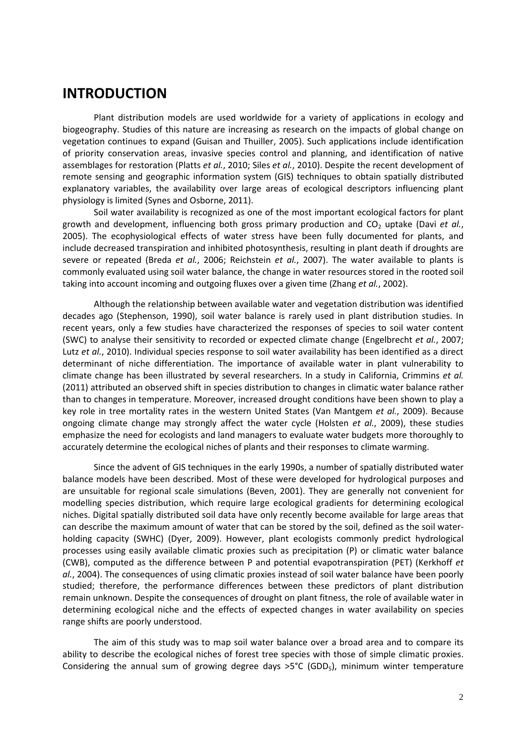# INTRODUCTION

Plant distribution models are used worldwide for a variety of applications in ecology and biogeography. Studies of this nature are increasing as research on the impacts of global change on vegetation continues to expand (Guisan and Thuiller, 2005). Such applications include identification of priority conservation areas, invasive species control and planning, and identification of native assemblages for restoration (Platts *et al.*, 2010; Siles *et al.*, 2010). Despite the recent development of remote sensing and geographic information system (GIS) techniques to obtain spatially distributed explanatory variables, the availability over large areas of ecological descriptors influencing plant physiology is limited (Synes and Osborne, 2011).

Soil water availability is recognized as one of the most important ecological factors for plant growth and development, influencing both gross primary production and $CO_2$ uptake (Davi *et al.*, 2005). The ecophysiological effects of water stress have been fully documented for plants, and include decreased transpiration and inhibited photosynthesis, resulting in plant death if droughts are severe or repeated (Breda *et al.*, 2006; Reichstein *et al.*, 2007). The water available to plants is commonly evaluated using soil water balance, the change in water resources stored in the rooted soil taking into account incoming and outgoing fluxes over a given time (Zhang *et al.*, 2002).

Although the relationship between available water and vegetation distribution was identified decades ago (Stephenson, 1990), soil water balance is rarely used in plant distribution studies. In recent years, only a few studies have characterized the responses of species to soil water content (SWC) to analyse their sensitivity to recorded or expected climate change (Engelbrecht *et al.*, 2007; Lutz *et al.*, 2010). Individual species response to soil water availability has been identified as a direct determinant of niche differentiation. The importance of available water in plant vulnerability to climate change has been illustrated by several researchers. In a study in California, Crimmins *et al.* (2011) attributed an observed shift in species distribution to changes in climatic water balance rather than to changes in temperature. Moreover, increased drought conditions have been shown to play a key role in tree mortality rates in the western United States (Van Mantgem *et al.*, 2009). Because ongoing climate change may strongly affect the water cycle (Holsten *et al.*, 2009), these studies emphasize the need for ecologists and land managers to evaluate water budgets more thoroughly to accurately determine the ecological niches of plants and their responses to climate warming.

Since the advent of GIS techniques in the early 1990s, a number of spatially distributed water balance models have been described. Most of these were developed for hydrological purposes and are unsuitable for regional scale simulations (Beven, 2001). They are generally not convenient for modelling species distribution, which require large ecological gradients for determining ecological niches. Digital spatially distributed soil data have only recently become available for large areas that can describe the maximum amount of water that can be stored by the soil, defined as the soil water-holding capacity (SWHC) (Dyer, 2009). However, plant ecologists commonly predict hydrological processes using easily available climatic proxies such as precipitation (P) or climatic water balance (CWB), computed as the difference between P and potential evapotranspiration (PET) (Kerkhoff *et al.*, 2004). The consequences of using climatic proxies instead of soil water balance have been poorly studied; therefore, the performance differences between these predictors of plant distribution remain unknown. Despite the consequences of drought on plant fitness, the role of available water in determining ecological niche and the effects of expected changes in water availability on species range shifts are poorly understood.

The aim of this study was to map soil water balance over a broad area and to compare its ability to describe the ecological niches of forest tree species with those of simple climatic proxies. Considering the annual sum of growing degree days >5°C ($GDD_5$), minimum winter temperature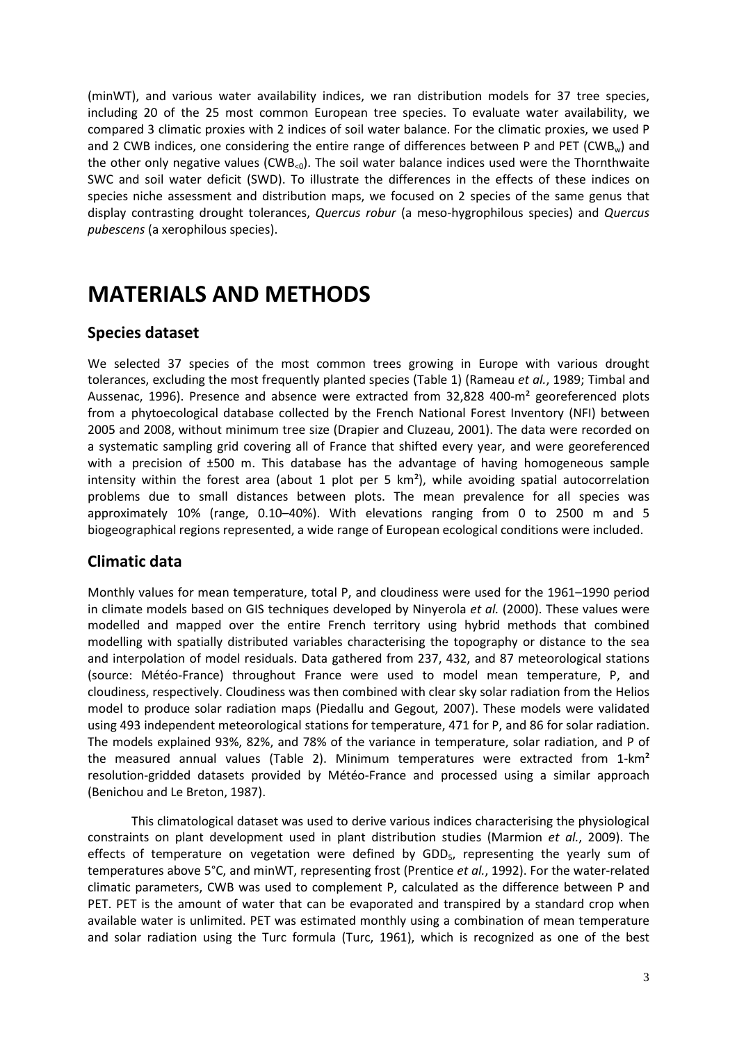(minWT), and various water availability indices, we ran distribution models for 37 tree species, including 20 of the 25 most common European tree species. To evaluate water availability, we compared 3 climatic proxies with 2 indices of soil water balance. For the climatic proxies, we used P and 2 CWB indices, one considering the entire range of differences between P and PET ($CWB_w$) and the other only negative values ($CWB_{<0}$). The soil water balance indices used were the Thornthwaite SWC and soil water deficit (SWD). To illustrate the differences in the effects of these indices on species niche assessment and distribution maps, we focused on 2 species of the same genus that display contrasting drought tolerances, *Quercus robur* (a meso-hygrophilous species) and *Quercus pubescens* (a xerophilous species).

# MATERIALS AND METHODS

## Species dataset

We selected 37 species of the most common trees growing in Europe with various drought tolerances, excluding the most frequently planted species (Table 1) (Rameau *et al.*, 1989; Timbal and Aussenac, 1996). Presence and absence were extracted from 32,828 400-m² georeferenced plots from a phytoecological database collected by the French National Forest Inventory (NFI) between 2005 and 2008, without minimum tree size (Drapier and Cluzeau, 2001). The data were recorded on a systematic sampling grid covering all of France that shifted every year, and were georeferenced with a precision of ±500 m. This database has the advantage of having homogeneous sample intensity within the forest area (about 1 plot per 5 km²), while avoiding spatial autocorrelation problems due to small distances between plots. The mean prevalence for all species was approximately 10% (range, 0.10–40%). With elevations ranging from 0 to 2500 m and 5 biogeographical regions represented, a wide range of European ecological conditions were included.

## Climatic data

Monthly values for mean temperature, total P, and cloudiness were used for the 1961–1990 period in climate models based on GIS techniques developed by Ninyerola *et al.* (2000). These values were modelled and mapped over the entire French territory using hybrid methods that combined modelling with spatially distributed variables characterising the topography or distance to the sea and interpolation of model residuals. Data gathered from 237, 432, and 87 meteorological stations (source: Météo-France) throughout France were used to model mean temperature, P, and cloudiness, respectively. Cloudiness was then combined with clear sky solar radiation from the Helios model to produce solar radiation maps (Piedallu and Gegout, 2007). These models were validated using 493 independent meteorological stations for temperature, 471 for P, and 86 for solar radiation. The models explained 93%, 82%, and 78% of the variance in temperature, solar radiation, and P of the measured annual values (Table 2). Minimum temperatures were extracted from 1-km² resolution-gridded datasets provided by Météo-France and processed using a similar approach (Benichou and Le Breton, 1987).

This climatological dataset was used to derive various indices characterising the physiological constraints on plant development used in plant distribution studies (Marmion *et al.*, 2009). The effects of temperature on vegetation were defined by $GDD_5$, representing the yearly sum of temperatures above 5°C, and minWT, representing frost (Prentice *et al.*, 1992). For the water-related climatic parameters, CWB was used to complement P, calculated as the difference between P and PET. PET is the amount of water that can be evaporated and transpired by a standard crop when available water is unlimited. PET was estimated monthly using a combination of mean temperature and solar radiation using the Turc formula (Turc, 1961), which is recognized as one of the best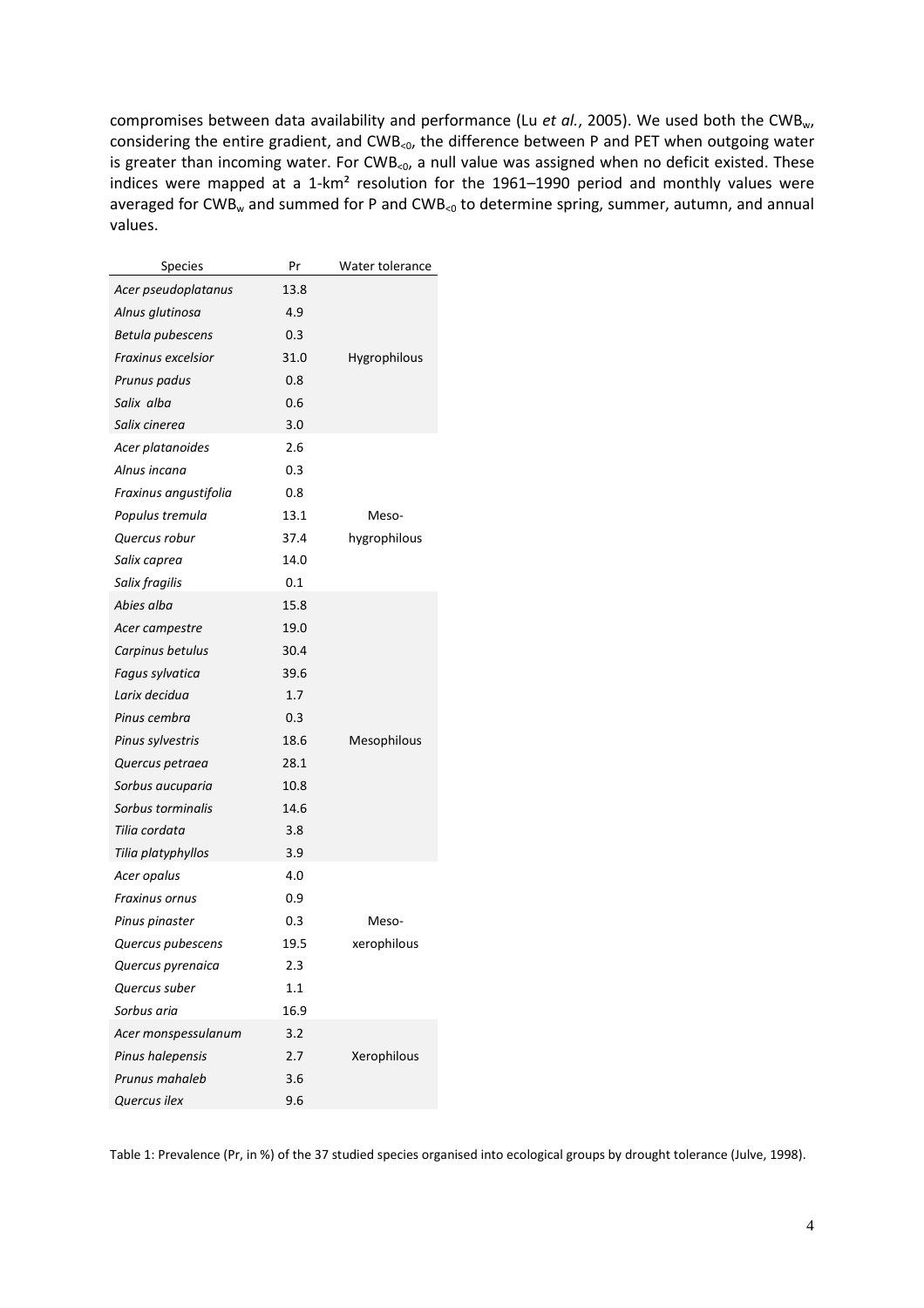compromises between data availability and performance (Lu *et al.*, 2005). We used both the $CWB_w$, considering the entire gradient, and $CWB_{<0}$, the difference between P and PET when outgoing water is greater than incoming water. For $CWB_{<0}$, a null value was assigned when no deficit existed. These indices were mapped at a 1-km² resolution for the 1961–1990 period and monthly values were averaged for $CWB_w$ and summed for P and $CWB_{<0}$ to determine spring, summer, autumn, and annual values.

| Species | Pr | Water tolerance |
|---|---|---|
| *Acer pseudoplatanus* | 13.8 | Hygrophilous |
| *Alnus glutinosa* | 4.9 | |
| *Betula pubescens* | 0.3 | |
| *Fraxinus excelsior* | 31.0 | |
| *Prunus padus* | 0.8 | |
| *Salix alba* | 0.6 | |
| *Salix cinerea* | 3.0 | |
| *Acer platanoides* | 2.6 | Meso-hygrophilous |
| *Alnus incana* | 0.3 | |
| *Fraxinus angustifolia* | 0.8 | |
| *Populus tremula* | 13.1 | |
| *Quercus robur* | 37.4 | |
| *Salix caprea* | 14.0 | |
| *Salix fragilis* | 0.1 | |
| *Abies alba* | 15.8 | Mesophilous |
| *Acer campestre* | 19.0 | |
| *Carpinus betulus* | 30.4 | |
| *Fagus sylvatica* | 39.6 | |
| *Larix decidua* | 1.7 | |
| *Pinus cembra* | 0.3 | |
| *Pinus sylvestris* | 18.6 | |
| *Quercus petraea* | 28.1 | |
| *Sorbus aucuparia* | 10.8 | |
| *Sorbus torminalis* | 14.6 | |
| *Tilia cordata* | 3.8 | |
| *Tilia platyphyllos* | 3.9 | |
| *Acer opalus* | 4.0 | Meso-xerophilous |
| *Fraxinus ornus* | 0.9 | |
| *Pinus pinaster* | 0.3 | |
| *Quercus pubescens* | 19.5 | |
| *Quercus pyrenaica* | 2.3 | |
| *Quercus suber* | 1.1 | |
| *Sorbus aria* | 16.9 | |
| *Acer monspessulanum* | 3.2 | Xerophilous |
| *Pinus halepensis* | 2.7 | |
| *Prunus mahaleb* | 3.6 | |
| *Quercus ilex* | 9.6 | |

Table 1: Prevalence (Pr, in %) of the 37 studied species organised into ecological groups by drought tolerance (Julve, 1998).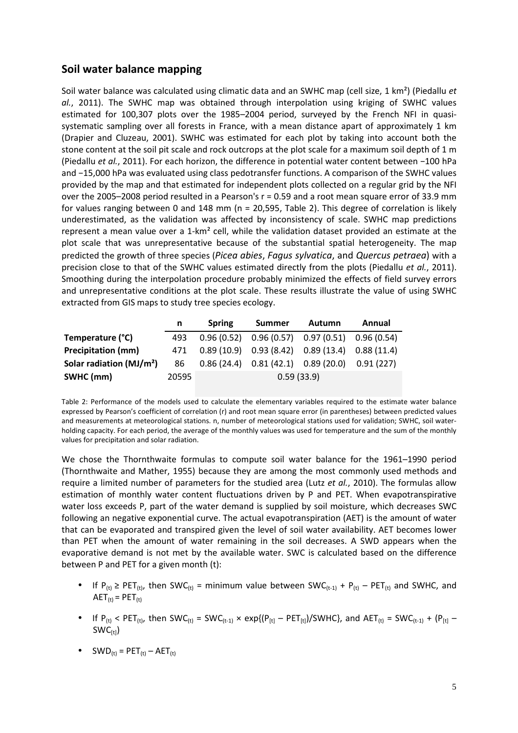## Soil water balance mapping

Soil water balance was calculated using climatic data and an SWHC map (cell size, 1 km²) (Piedallu *et al.*, 2011). The SWHC map was obtained through interpolation using kriging of SWHC values estimated for 100,307 plots over the 1985–2004 period, surveyed by the French NFI in quasi-systematic sampling over all forests in France, with a mean distance apart of approximately 1 km (Drapier and Cluzeau, 2001). SWHC was estimated for each plot by taking into account both the stone content at the soil pit scale and rock outcrops at the plot scale for a maximum soil depth of 1 m (Piedallu *et al.*, 2011). For each horizon, the difference in potential water content between −100 hPa and −15,000 hPa was evaluated using class pedotransfer functions. A comparison of the SWHC values provided by the map and that estimated for independent plots collected on a regular grid by the NFI over the 2005–2008 period resulted in a Pearson's r = 0.59 and a root mean square error of 33.9 mm for values ranging between 0 and 148 mm (n = 20,595, Table 2). This degree of correlation is likely underestimated, as the validation was affected by inconsistency of scale. SWHC map predictions represent a mean value over a 1-km² cell, while the validation dataset provided an estimate at the plot scale that was unrepresentative because of the substantial spatial heterogeneity. The map predicted the growth of three species (*Picea abies*, *Fagus sylvatica*, and *Quercus petraea*) with a precision close to that of the SWHC values estimated directly from the plots (Piedallu *et al.*, 2011). Smoothing during the interpolation procedure probably minimized the effects of field survey errors and unrepresentative conditions at the plot scale. These results illustrate the value of using SWHC extracted from GIS maps to study tree species ecology.

| | n | Spring | Summer | Autumn | Annual |
|---|---|---|---|---|---|
| **Temperature (°C)** | 493 | 0.96 (0.52) | 0.96 (0.57) | 0.97 (0.51) | 0.96 (0.54) |
| **Precipitation (mm)** | 471 | 0.89 (10.9) | 0.93 (8.42) | 0.89 (13.4) | 0.88 (11.4) |
| **Solar radiation (MJ/m²)** | 86 | 0.86 (24.4) | 0.81 (42.1) | 0.89 (20.0) | 0.91 (227) |
| **SWHC (mm)** | 20595 | 0.59 (33.9) | | | |

Table 2: Performance of the models used to calculate the elementary variables required to the estimate water balance expressed by Pearson's coefficient of correlation (r) and root mean square error (in parentheses) between predicted values and measurements at meteorological stations. n, number of meteorological stations used for validation; SWHC, soil water-holding capacity. For each period, the average of the monthly values was used for temperature and the sum of the monthly values for precipitation and solar radiation.

We chose the Thornthwaite formulas to compute soil water balance for the 1961–1990 period (Thornthwaite and Mather, 1955) because they are among the most commonly used methods and require a limited number of parameters for the studied area (Lutz *et al.*, 2010). The formulas allow estimation of monthly water content fluctuations driven by P and PET. When evapotranspirative water loss exceeds P, part of the water demand is supplied by soil moisture, which decreases SWC following an negative exponential curve. The actual evapotranspiration (AET) is the amount of water that can be evaporated and transpired given the level of soil water availability. AET becomes lower than PET when the amount of water remaining in the soil decreases. A SWD appears when the evaporative demand is not met by the available water. SWC is calculated based on the difference between P and PET for a given month (t):

- If $P_{(t)} \geq PET_{(t)}$, then $SWC_{(t)}$ = minimum value between $SWC_{(t-1)} + P_{(t)} - PET_{(t)}$ and SWHC, and $AET_{(t)} = PET_{(t)}$
- If $P_{(t)} < PET_{(t)}$, then $SWC_{(t)} = SWC_{(t-1)} \times \exp\{(P_{[t]} - PET_{[t]})/SWHC\}$, and $AET_{(t)} = SWC_{(t-1)} + (P_{[t]} - SWC_{[t]})$
- $SWD_{(t)} = PET_{(t)} - AET_{(t)}$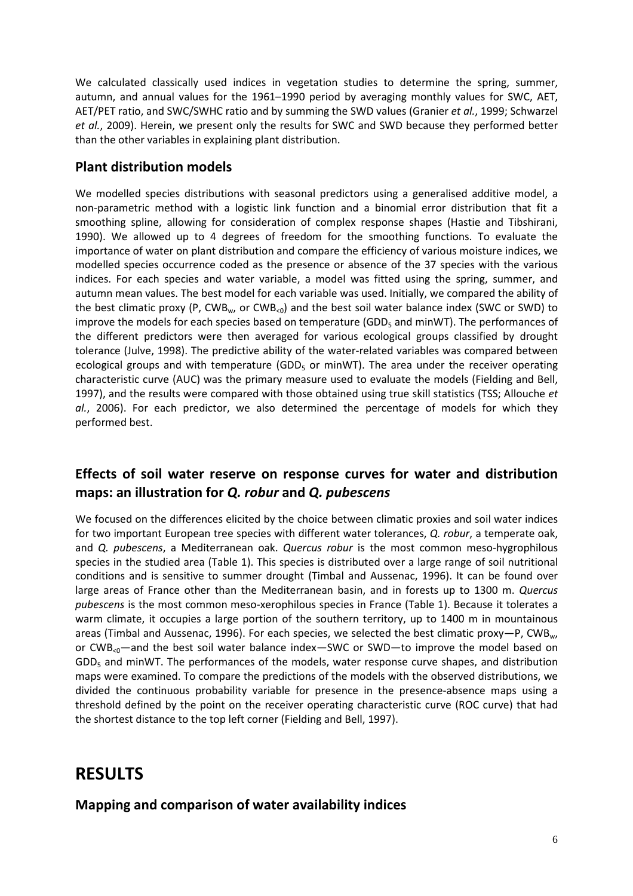We calculated classically used indices in vegetation studies to determine the spring, summer, autumn, and annual values for the 1961–1990 period by averaging monthly values for SWC, AET, AET/PET ratio, and SWC/SWHC ratio and by summing the SWD values (Granier *et al.*, 1999; Schwarzel *et al.*, 2009). Herein, we present only the results for SWC and SWD because they performed better than the other variables in explaining plant distribution.

## Plant distribution models

We modelled species distributions with seasonal predictors using a generalised additive model, a non-parametric method with a logistic link function and a binomial error distribution that fit a smoothing spline, allowing for consideration of complex response shapes (Hastie and Tibshirani, 1990). We allowed up to 4 degrees of freedom for the smoothing functions. To evaluate the importance of water on plant distribution and compare the efficiency of various moisture indices, we modelled species occurrence coded as the presence or absence of the 37 species with the various indices. For each species and water variable, a model was fitted using the spring, summer, and autumn mean values. The best model for each variable was used. Initially, we compared the ability of the best climatic proxy (P, $CWB_w$, or $CWB_{<0}$) and the best soil water balance index (SWC or SWD) to improve the models for each species based on temperature ($GDD_5$ and minWT). The performances of the different predictors were then averaged for various ecological groups classified by drought tolerance (Julve, 1998). The predictive ability of the water-related variables was compared between ecological groups and with temperature ($GDD_5$ or minWT). The area under the receiver operating characteristic curve (AUC) was the primary measure used to evaluate the models (Fielding and Bell, 1997), and the results were compared with those obtained using true skill statistics (TSS; Allouche *et al.*, 2006). For each predictor, we also determined the percentage of models for which they performed best.

## Effects of soil water reserve on response curves for water and distribution maps: an illustration for *Q. robur* and *Q. pubescens*

We focused on the differences elicited by the choice between climatic proxies and soil water indices for two important European tree species with different water tolerances, *Q. robur*, a temperate oak, and *Q. pubescens*, a Mediterranean oak. *Quercus robur* is the most common meso-hygrophilous species in the studied area (Table 1). This species is distributed over a large range of soil nutritional conditions and is sensitive to summer drought (Timbal and Aussenac, 1996). It can be found over large areas of France other than the Mediterranean basin, and in forests up to 1300 m. *Quercus pubescens* is the most common meso-xerophilous species in France (Table 1). Because it tolerates a warm climate, it occupies a large portion of the southern territory, up to 1400 m in mountainous areas (Timbal and Aussenac, 1996). For each species, we selected the best climatic proxy—P, $CWB_w$, or $CWB_{<0}$—and the best soil water balance index—SWC or SWD—to improve the model based on $GDD_5$ and minWT. The performances of the models, water response curve shapes, and distribution maps were examined. To compare the predictions of the models with the observed distributions, we divided the continuous probability variable for presence in the presence-absence maps using a threshold defined by the point on the receiver operating characteristic curve (ROC curve) that had the shortest distance to the top left corner (Fielding and Bell, 1997).

# RESULTS

## Mapping and comparison of water availability indices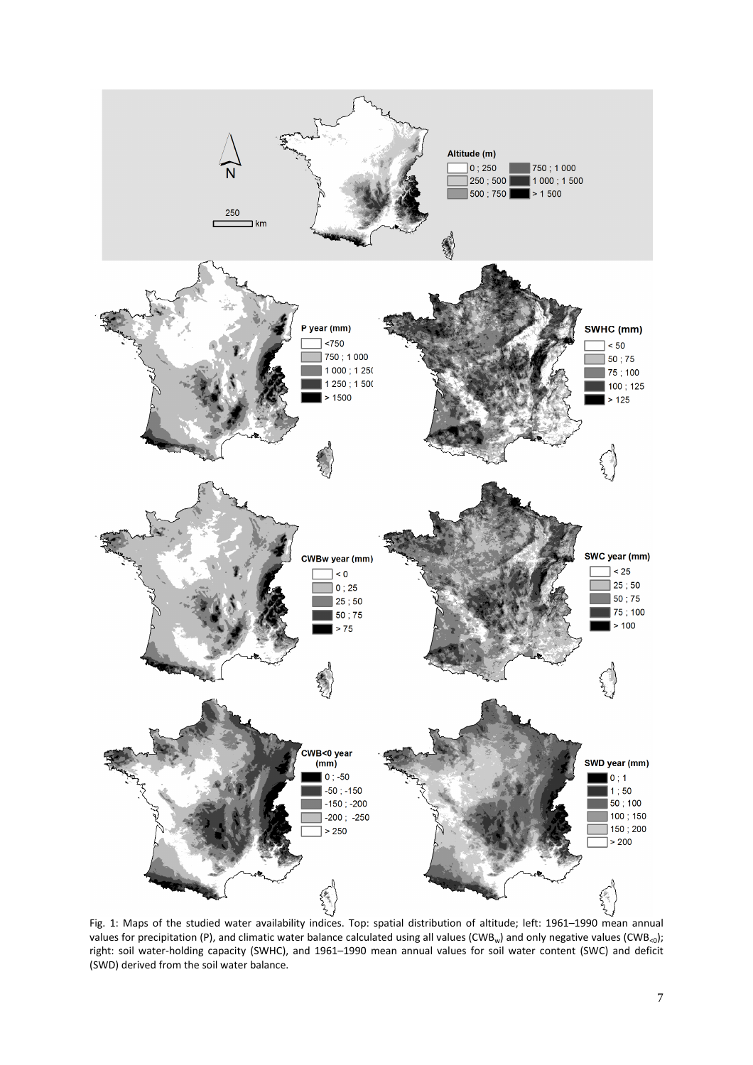Fig. 1: Maps of the studied water availability indices. Top: spatial distribution of altitude; left: 1961–1990 mean annual values for precipitation (P), and climatic water balance calculated using all values ($CWB_w$) and only negative values ($CWB_{<0}$); right: soil water-holding capacity (SWHC), and 1961–1990 mean annual values for soil water content (SWC) and deficit (SWD) derived from the soil water balance.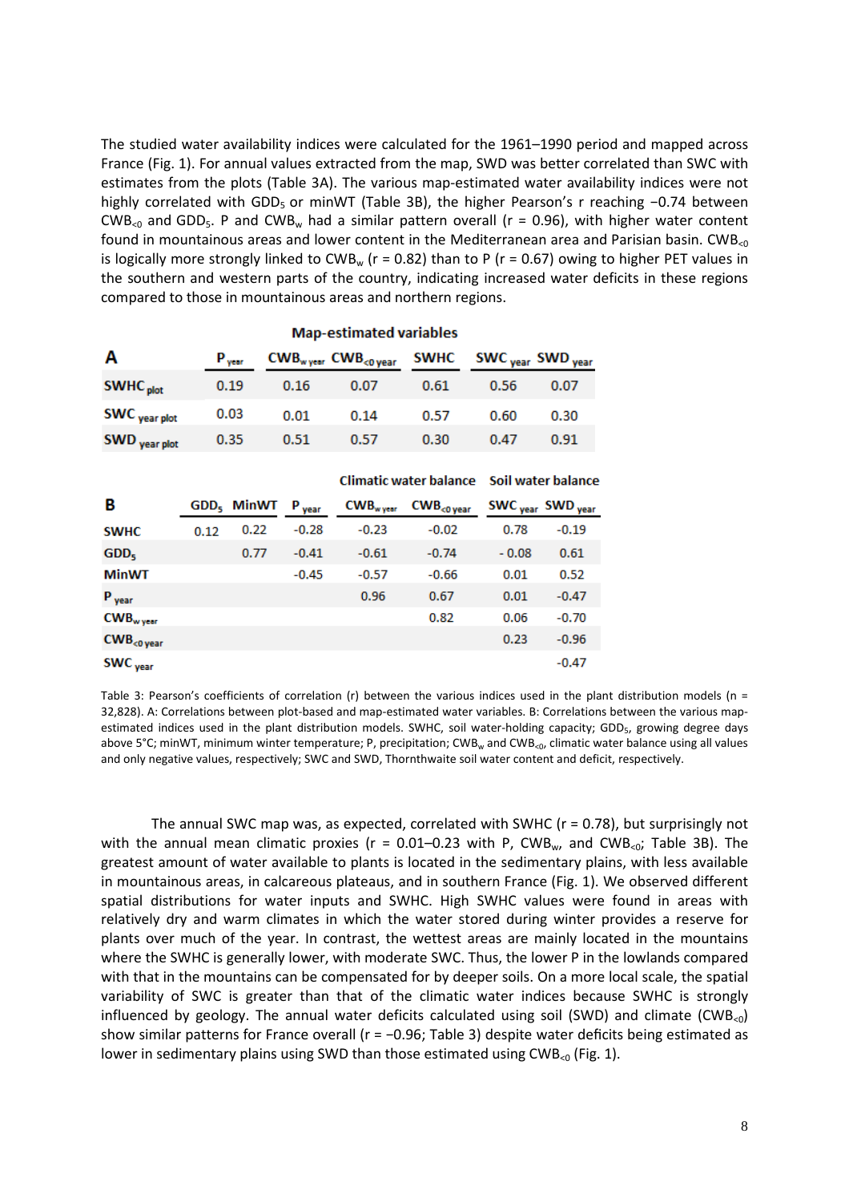The studied water availability indices were calculated for the 1961–1990 period and mapped across France (Fig. 1). For annual values extracted from the map, SWD was better correlated than SWC with estimates from the plots (Table 3A). The various map-estimated water availability indices were not highly correlated with $GDD_5$ or minWT (Table 3B), the higher Pearson's r reaching −0.74 between $CWB_{<0}$ and $GDD_5$. P and $CWB_w$ had a similar pattern overall (r = 0.96), with higher water content found in mountainous areas and lower content in the Mediterranean area and Parisian basin. $CWB_{<0}$ is logically more strongly linked to $CWB_w$ (r = 0.82) than to P (r = 0.67) owing to higher PET values in the southern and western parts of the country, indicating increased water deficits in these regions compared to those in mountainous areas and northern regions.

| A | Map-estimated variables | | | | | |
|---|---|---|---|---|---|---|
| | $P_{year}$ | $CWB_{w\,year}$ | $CWB_{<0\,year}$ | SWHC | $SWC_{year}$ | $SWD_{year}$ |
| $SWHC_{plot}$ | 0.19 | 0.16 | 0.07 | 0.61 | 0.56 | 0.07 |
| $SWC_{year\,plot}$ | 0.03 | 0.01 | 0.14 | 0.57 | 0.60 | 0.30 |
| $SWD_{year\,plot}$ | 0.35 | 0.51 | 0.57 | 0.30 | 0.47 | 0.91 |

| B | | | | Climatic water balance | | Soil water balance | |
|---|---|---|---|---|---|---|---|
| | $GDD_5$ | MinWT | $P_{year}$ | $CWB_{w\,year}$ | $CWB_{<0\,year}$ | $SWC_{year}$ | $SWD_{year}$ |
| SWHC | 0.12 | 0.22 | -0.28 | -0.23 | -0.02 | 0.78 | -0.19 |
| $GDD_5$ | | 0.77 | -0.41 | -0.61 | -0.74 | - 0.08 | 0.61 |
| MinWT | | | -0.45 | -0.57 | -0.66 | 0.01 | 0.52 |
| $P_{year}$ | | | | 0.96 | 0.67 | 0.01 | -0.47 |
| $CWB_{w\,year}$ | | | | | 0.82 | 0.06 | -0.70 |
| $CWB_{<0\,year}$ | | | | | | 0.23 | -0.96 |
| $SWC_{year}$ | | | | | | | -0.47 |

Table 3: Pearson's coefficients of correlation (r) between the various indices used in the plant distribution models (n = 32,828). A: Correlations between plot-based and map-estimated water variables. B: Correlations between the various map-estimated indices used in the plant distribution models. SWHC, soil water-holding capacity; $GDD_5$, growing degree days above 5°C; minWT, minimum winter temperature; P, precipitation; $CWB_w$ and $CWB_{<0}$, climatic water balance using all values and only negative values, respectively; SWC and SWD, Thornthwaite soil water content and deficit, respectively.

The annual SWC map was, as expected, correlated with SWHC (r = 0.78), but surprisingly not with the annual mean climatic proxies (r = 0.01–0.23 with P, $CWB_w$, and $CWB_{<0}$; Table 3B). The greatest amount of water available to plants is located in the sedimentary plains, with less available in mountainous areas, in calcareous plateaus, and in southern France (Fig. 1). We observed different spatial distributions for water inputs and SWHC. High SWHC values were found in areas with relatively dry and warm climates in which the water stored during winter provides a reserve for plants over much of the year. In contrast, the wettest areas are mainly located in the mountains where the SWHC is generally lower, with moderate SWC. Thus, the lower P in the lowlands compared with that in the mountains can be compensated for by deeper soils. On a more local scale, the spatial variability of SWC is greater than that of the climatic water indices because SWHC is strongly influenced by geology. The annual water deficits calculated using soil (SWD) and climate ($CWB_{<0}$) show similar patterns for France overall (r = −0.96; Table 3) despite water deficits being estimated as lower in sedimentary plains using SWD than those estimated using $CWB_{<0}$ (Fig. 1).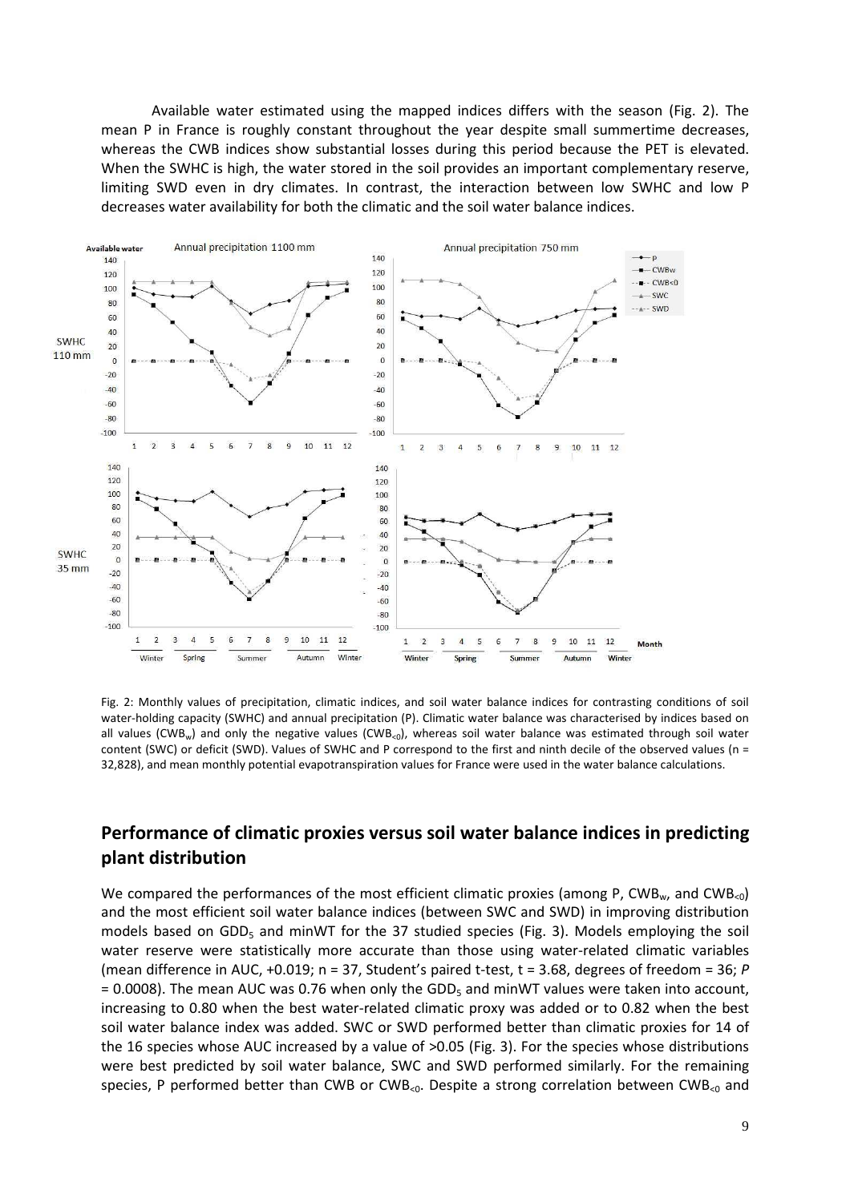Available water estimated using the mapped indices differs with the season (Fig. 2). The mean P in France is roughly constant throughout the year despite small summertime decreases, whereas the CWB indices show substantial losses during this period because the PET is elevated. When the SWHC is high, the water stored in the soil provides an important complementary reserve, limiting SWD even in dry climates. In contrast, the interaction between low SWHC and low P decreases water availability for both the climatic and the soil water balance indices.

Fig. 2: Monthly values of precipitation, climatic indices, and soil water balance indices for contrasting conditions of soil water-holding capacity (SWHC) and annual precipitation (P). Climatic water balance was characterised by indices based on all values ($CWB_w$) and only the negative values ($CWB_{<0}$), whereas soil water balance was estimated through soil water content (SWC) or deficit (SWD). Values of SWHC and P correspond to the first and ninth decile of the observed values (n = 32,828), and mean monthly potential evapotranspiration values for France were used in the water balance calculations.

## Performance of climatic proxies versus soil water balance indices in predicting plant distribution

We compared the performances of the most efficient climatic proxies (among P, $CWB_w$, and $CWB_{<0}$) and the most efficient soil water balance indices (between SWC and SWD) in improving distribution models based on $GDD_5$ and minWT for the 37 studied species (Fig. 3). Models employing the soil water reserve were statistically more accurate than those using water-related climatic variables (mean difference in AUC, +0.019; n = 37, Student's paired t-test, t = 3.68, degrees of freedom = 36; $P = 0.0008$). The mean AUC was 0.76 when only the $GDD_5$ and minWT values were taken into account, increasing to 0.80 when the best water-related climatic proxy was added or to 0.82 when the best soil water balance index was added. SWC or SWD performed better than climatic proxies for 14 of the 16 species whose AUC increased by a value of >0.05 (Fig. 3). For the species whose distributions were best predicted by soil water balance, SWC and SWD performed similarly. For the remaining species, P performed better than CWB or $CWB_{<0}$. Despite a strong correlation between $CWB_{<0}$ and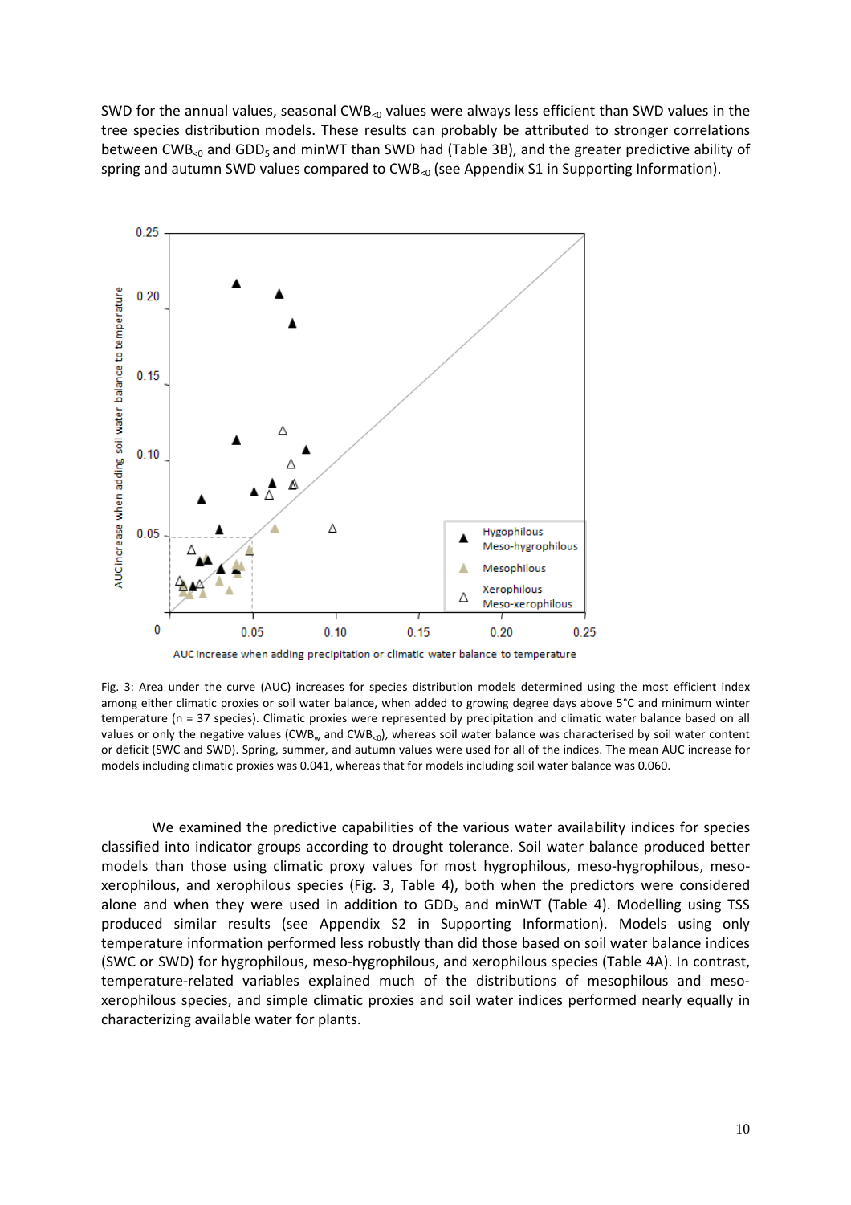SWD for the annual values, seasonal $CWB_{<0}$ values were always less efficient than SWD values in the tree species distribution models. These results can probably be attributed to stronger correlations between $CWB_{<0}$ and $GDD_5$ and minWT than SWD had (Table 3B), and the greater predictive ability of spring and autumn SWD values compared to $CWB_{<0}$ (see Appendix S1 in Supporting Information).

Fig. 3: Area under the curve (AUC) increases for species distribution models determined using the most efficient index among either climatic proxies or soil water balance, when added to growing degree days above 5°C and minimum winter temperature (n = 37 species). Climatic proxies were represented by precipitation and climatic water balance based on all values or only the negative values ($CWB_w$ and $CWB_{<0}$), whereas soil water balance was characterised by soil water content or deficit (SWC and SWD). Spring, summer, and autumn values were used for all of the indices. The mean AUC increase for models including climatic proxies was 0.041, whereas that for models including soil water balance was 0.060.

We examined the predictive capabilities of the various water availability indices for species classified into indicator groups according to drought tolerance. Soil water balance produced better models than those using climatic proxy values for most hygrophilous, meso-hygrophilous, meso-xerophilous, and xerophilous species (Fig. 3, Table 4), both when the predictors were considered alone and when they were used in addition to $GDD_5$ and minWT (Table 4). Modelling using TSS produced similar results (see Appendix S2 in Supporting Information). Models using only temperature information performed less robustly than did those based on soil water balance indices (SWC or SWD) for hygrophilous, meso-hygrophilous, and xerophilous species (Table 4A). In contrast, temperature-related variables explained much of the distributions of mesophilous and meso-xerophilous species, and simple climatic proxies and soil water indices performed nearly equally in characterizing available water for plants.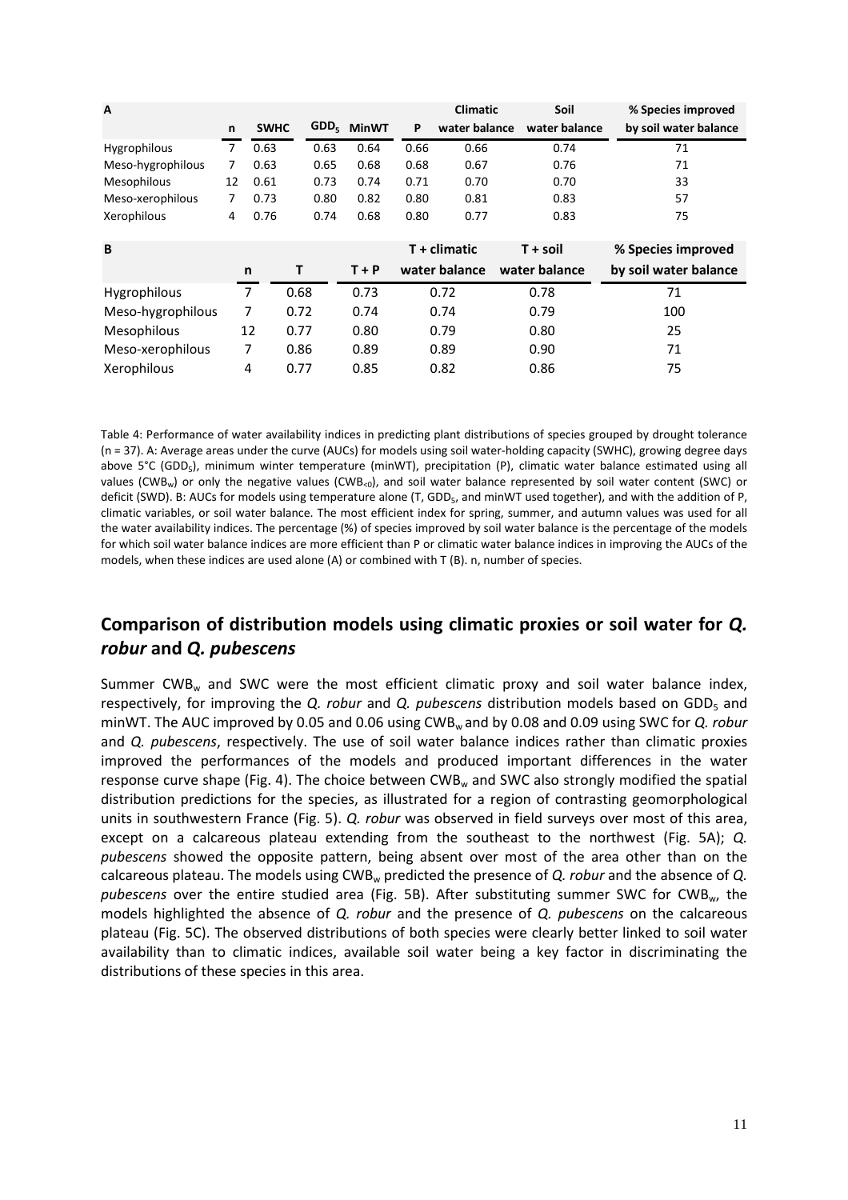| A | n | SWHC | $GDD_5$ | MinWT | P | Climatic water balance | Soil water balance | % Species improved by soil water balance |
|---|---|---|---|---|---|---|---|---|
| Hygrophilous | 7 | 0.63 | 0.63 | 0.64 | 0.66 | 0.66 | 0.74 | 71 |
| Meso-hygrophilous | 7 | 0.63 | 0.65 | 0.68 | 0.68 | 0.67 | 0.76 | 71 |
| Mesophilous | 12 | 0.61 | 0.73 | 0.74 | 0.71 | 0.70 | 0.70 | 33 |
| Meso-xerophilous | 7 | 0.73 | 0.80 | 0.82 | 0.80 | 0.81 | 0.83 | 57 |
| Xerophilous | 4 | 0.76 | 0.74 | 0.68 | 0.80 | 0.77 | 0.83 | 75 |

| B | n | T | T + P | T + climatic water balance | T + soil water balance | % Species improved by soil water balance |
|---|---|---|---|---|---|---|
| Hygrophilous | 7 | 0.68 | 0.73 | 0.72 | 0.78 | 71 |
| Meso-hygrophilous | 7 | 0.72 | 0.74 | 0.74 | 0.79 | 100 |
| Mesophilous | 12 | 0.77 | 0.80 | 0.79 | 0.80 | 25 |
| Meso-xerophilous | 7 | 0.86 | 0.89 | 0.89 | 0.90 | 71 |
| Xerophilous | 4 | 0.77 | 0.85 | 0.82 | 0.86 | 75 |

Table 4: Performance of water availability indices in predicting plant distributions of species grouped by drought tolerance (n = 37). A: Average areas under the curve (AUCs) for models using soil water-holding capacity (SWHC), growing degree days above 5°C ($GDD_5$), minimum winter temperature (minWT), precipitation (P), climatic water balance estimated using all values ($CWB_w$) or only the negative values ($CWB_{<0}$), and soil water balance represented by soil water content (SWC) or deficit (SWD). B: AUCs for models using temperature alone (T, $GDD_5$, and minWT used together), and with the addition of P, climatic variables, or soil water balance. The most efficient index for spring, summer, and autumn values was used for all the water availability indices. The percentage (%) of species improved by soil water balance is the percentage of the models for which soil water balance indices are more efficient than P or climatic water balance indices in improving the AUCs of the models, when these indices are used alone (A) or combined with T (B). n, number of species.

## Comparison of distribution models using climatic proxies or soil water for *Q. robur* and *Q. pubescens*

Summer $CWB_w$ and SWC were the most efficient climatic proxy and soil water balance index, respectively, for improving the *Q. robur* and *Q. pubescens* distribution models based on $GDD_5$ and minWT. The AUC improved by 0.05 and 0.06 using $CWB_w$ and by 0.08 and 0.09 using SWC for *Q. robur* and *Q. pubescens*, respectively. The use of soil water balance indices rather than climatic proxies improved the performances of the models and produced important differences in the water response curve shape (Fig. 4). The choice between $CWB_w$ and SWC also strongly modified the spatial distribution predictions for the species, as illustrated for a region of contrasting geomorphological units in southwestern France (Fig. 5). *Q. robur* was observed in field surveys over most of this area, except on a calcareous plateau extending from the southeast to the northwest (Fig. 5A); *Q. pubescens* showed the opposite pattern, being absent over most of the area other than on the calcareous plateau. The models using $CWB_w$ predicted the presence of *Q. robur* and the absence of *Q. pubescens* over the entire studied area (Fig. 5B). After substituting summer SWC for $CWB_w$, the models highlighted the absence of *Q. robur* and the presence of *Q. pubescens* on the calcareous plateau (Fig. 5C). The observed distributions of both species were clearly better linked to soil water availability than to climatic indices, available soil water being a key factor in discriminating the distributions of these species in this area.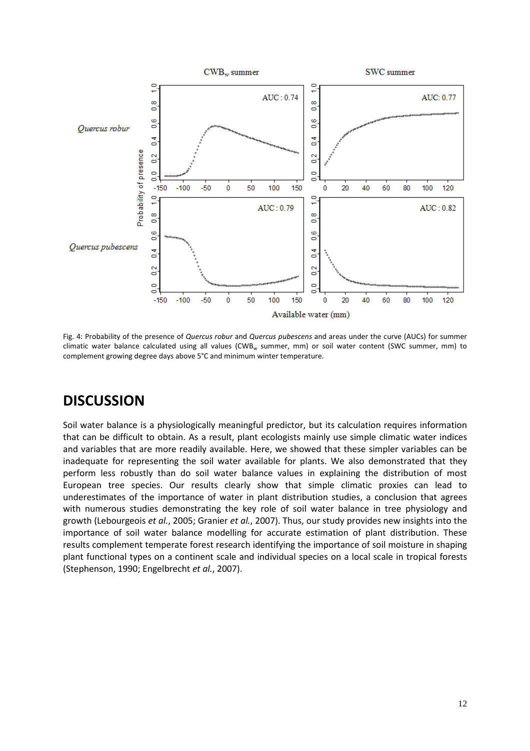Fig. 4: Probability of the presence of *Quercus robur* and *Quercus pubescens* and areas under the curve (AUCs) for summer climatic water balance calculated using all values ($CWB_w$ summer, mm) or soil water content (SWC summer, mm) to complement growing degree days above 5°C and minimum winter temperature.

# DISCUSSION

Soil water balance is a physiologically meaningful predictor, but its calculation requires information that can be difficult to obtain. As a result, plant ecologists mainly use simple climatic water indices and variables that are more readily available. Here, we showed that these simpler variables can be inadequate for representing the soil water available for plants. We also demonstrated that they perform less robustly than do soil water balance values in explaining the distribution of most European tree species. Our results clearly show that simple climatic proxies can lead to underestimates of the importance of water in plant distribution studies, a conclusion that agrees with numerous studies demonstrating the key role of soil water balance in tree physiology and growth (Lebourgeois *et al.*, 2005; Granier *et al.*, 2007). Thus, our study provides new insights into the importance of soil water balance modelling for accurate estimation of plant distribution. These results complement temperate forest research identifying the importance of soil moisture in shaping plant functional types on a continent scale and individual species on a local scale in tropical forests (Stephenson, 1990; Engelbrecht *et al.*, 2007).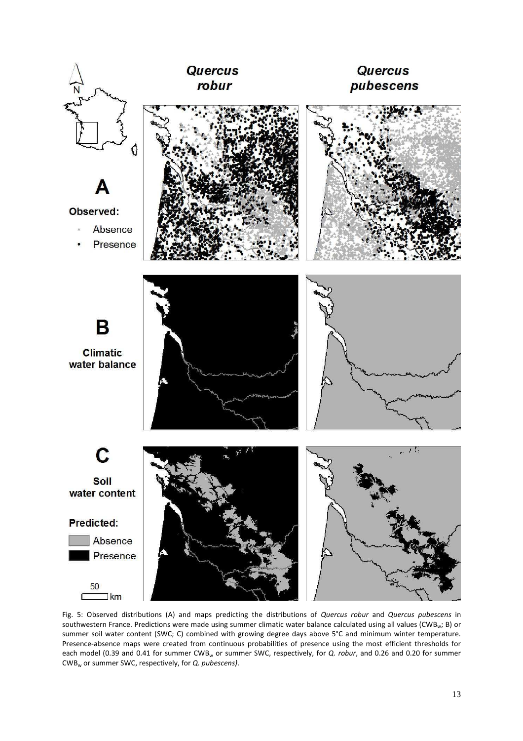Fig. 5: Observed distributions (A) and maps predicting the distributions of *Quercus robur* and *Quercus pubescens* in southwestern France. Predictions were made using summer climatic water balance calculated using all values ($CWB_w$; B) or summer soil water content (SWC; C) combined with growing degree days above 5°C and minimum winter temperature. Presence-absence maps were created from continuous probabilities of presence using the most efficient thresholds for each model (0.39 and 0.41 for summer $CWB_w$ or summer SWC, respectively, for *Q. robur*, and 0.26 and 0.20 for summer $CWB_w$ or summer SWC, respectively, for *Q. pubescens)*.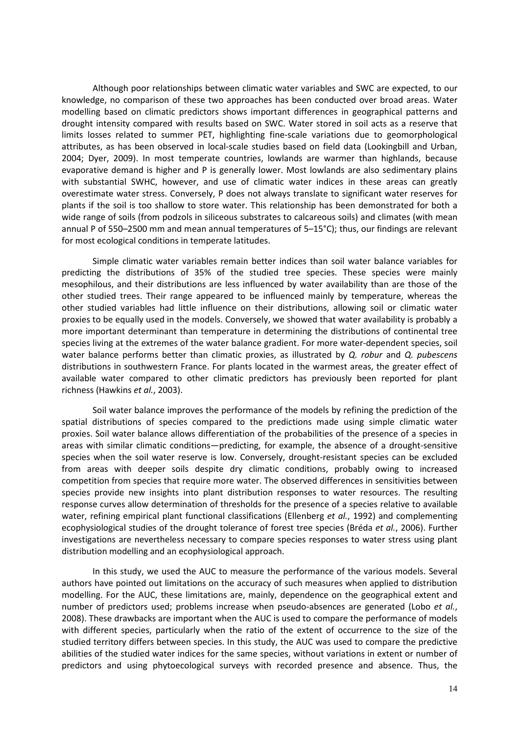Although poor relationships between climatic water variables and SWC are expected, to our knowledge, no comparison of these two approaches has been conducted over broad areas. Water modelling based on climatic predictors shows important differences in geographical patterns and drought intensity compared with results based on SWC. Water stored in soil acts as a reserve that limits losses related to summer PET, highlighting fine-scale variations due to geomorphological attributes, as has been observed in local-scale studies based on field data (Lookingbill and Urban, 2004; Dyer, 2009). In most temperate countries, lowlands are warmer than highlands, because evaporative demand is higher and P is generally lower. Most lowlands are also sedimentary plains with substantial SWHC, however, and use of climatic water indices in these areas can greatly overestimate water stress. Conversely, P does not always translate to significant water reserves for plants if the soil is too shallow to store water. This relationship has been demonstrated for both a wide range of soils (from podzols in siliceous substrates to calcareous soils) and climates (with mean annual P of 550–2500 mm and mean annual temperatures of 5–15°C); thus, our findings are relevant for most ecological conditions in temperate latitudes.

Simple climatic water variables remain better indices than soil water balance variables for predicting the distributions of 35% of the studied tree species. These species were mainly mesophilous, and their distributions are less influenced by water availability than are those of the other studied trees. Their range appeared to be influenced mainly by temperature, whereas the other studied variables had little influence on their distributions, allowing soil or climatic water proxies to be equally used in the models. Conversely, we showed that water availability is probably a more important determinant than temperature in determining the distributions of continental tree species living at the extremes of the water balance gradient. For more water-dependent species, soil water balance performs better than climatic proxies, as illustrated by *Q. robur* and *Q. pubescens* distributions in southwestern France. For plants located in the warmest areas, the greater effect of available water compared to other climatic predictors has previously been reported for plant richness (Hawkins *et al.*, 2003).

Soil water balance improves the performance of the models by refining the prediction of the spatial distributions of species compared to the predictions made using simple climatic water proxies. Soil water balance allows differentiation of the probabilities of the presence of a species in areas with similar climatic conditions—predicting, for example, the absence of a drought-sensitive species when the soil water reserve is low. Conversely, drought-resistant species can be excluded from areas with deeper soils despite dry climatic conditions, probably owing to increased competition from species that require more water. The observed differences in sensitivities between species provide new insights into plant distribution responses to water resources. The resulting response curves allow determination of thresholds for the presence of a species relative to available water, refining empirical plant functional classifications (Ellenberg *et al.*, 1992) and complementing ecophysiological studies of the drought tolerance of forest tree species (Bréda *et al.*, 2006). Further investigations are nevertheless necessary to compare species responses to water stress using plant distribution modelling and an ecophysiological approach.

In this study, we used the AUC to measure the performance of the various models. Several authors have pointed out limitations on the accuracy of such measures when applied to distribution modelling. For the AUC, these limitations are, mainly, dependence on the geographical extent and number of predictors used; problems increase when pseudo-absences are generated (Lobo *et al.*, 2008). These drawbacks are important when the AUC is used to compare the performance of models with different species, particularly when the ratio of the extent of occurrence to the size of the studied territory differs between species. In this study, the AUC was used to compare the predictive abilities of the studied water indices for the same species, without variations in extent or number of predictors and using phytoecological surveys with recorded presence and absence. Thus, the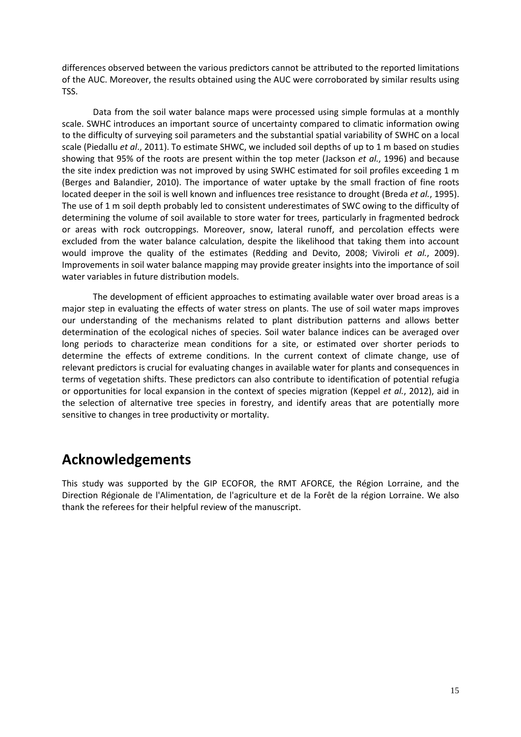differences observed between the various predictors cannot be attributed to the reported limitations of the AUC. Moreover, the results obtained using the AUC were corroborated by similar results using TSS.

Data from the soil water balance maps were processed using simple formulas at a monthly scale. SWHC introduces an important source of uncertainty compared to climatic information owing to the difficulty of surveying soil parameters and the substantial spatial variability of SWHC on a local scale (Piedallu *et al*., 2011). To estimate SHWC, we included soil depths of up to 1 m based on studies showing that 95% of the roots are present within the top meter (Jackson *et al.*, 1996) and because the site index prediction was not improved by using SWHC estimated for soil profiles exceeding 1 m (Berges and Balandier, 2010). The importance of water uptake by the small fraction of fine roots located deeper in the soil is well known and influences tree resistance to drought (Breda *et al.*, 1995). The use of 1 m soil depth probably led to consistent underestimates of SWC owing to the difficulty of determining the volume of soil available to store water for trees, particularly in fragmented bedrock or areas with rock outcroppings. Moreover, snow, lateral runoff, and percolation effects were excluded from the water balance calculation, despite the likelihood that taking them into account would improve the quality of the estimates (Redding and Devito, 2008; Viviroli *et al.*, 2009). Improvements in soil water balance mapping may provide greater insights into the importance of soil water variables in future distribution models.

The development of efficient approaches to estimating available water over broad areas is a major step in evaluating the effects of water stress on plants. The use of soil water maps improves our understanding of the mechanisms related to plant distribution patterns and allows better determination of the ecological niches of species. Soil water balance indices can be averaged over long periods to characterize mean conditions for a site, or estimated over shorter periods to determine the effects of extreme conditions. In the current context of climate change, use of relevant predictors is crucial for evaluating changes in available water for plants and consequences in terms of vegetation shifts. These predictors can also contribute to identification of potential refugia or opportunities for local expansion in the context of species migration (Keppel *et al.*, 2012), aid in the selection of alternative tree species in forestry, and identify areas that are potentially more sensitive to changes in tree productivity or mortality.

# Acknowledgements

This study was supported by the GIP ECOFOR, the RMT AFORCE, the Région Lorraine, and the Direction Régionale de l'Alimentation, de l'agriculture et de la Forêt de la région Lorraine. We also thank the referees for their helpful review of the manuscript.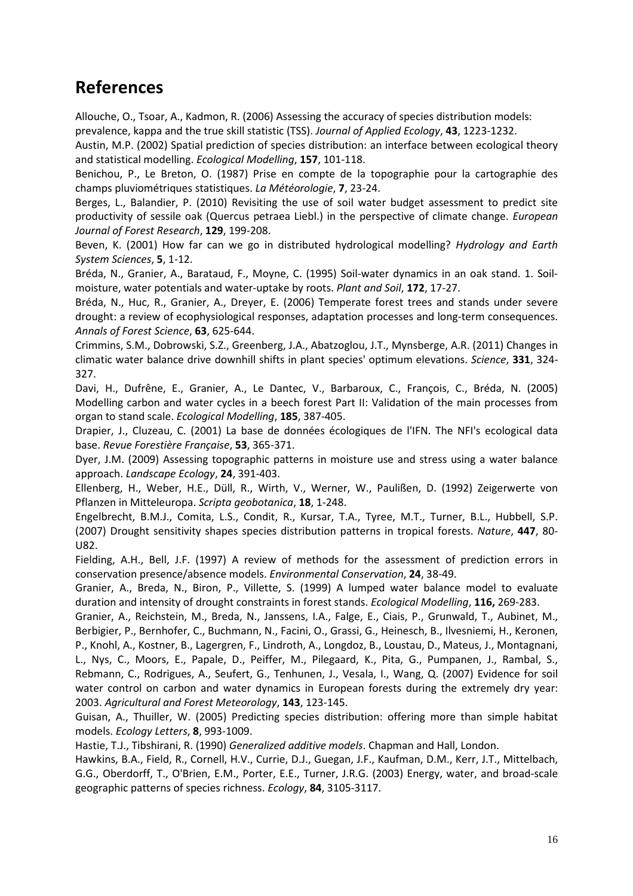# References

Allouche, O., Tsoar, A., Kadmon, R. (2006) Assessing the accuracy of species distribution models: prevalence, kappa and the true skill statistic (TSS). *Journal of Applied Ecology*, **43**, 1223-1232.

Austin, M.P. (2002) Spatial prediction of species distribution: an interface between ecological theory and statistical modelling. *Ecological Modelling*, **157**, 101-118.

Benichou, P., Le Breton, O. (1987) Prise en compte de la topographie pour la cartographie des champs pluviométriques statistiques. *La Météorologie*, **7**, 23-24.

Berges, L., Balandier, P. (2010) Revisiting the use of soil water budget assessment to predict site productivity of sessile oak (Quercus petraea Liebl.) in the perspective of climate change. *European Journal of Forest Research*, **129**, 199-208.

Beven, K. (2001) How far can we go in distributed hydrological modelling? *Hydrology and Earth System Sciences*, **5**, 1-12.

Bréda, N., Granier, A., Barataud, F., Moyne, C. (1995) Soil-water dynamics in an oak stand. 1. Soil-moisture, water potentials and water-uptake by roots. *Plant and Soil*, **172**, 17-27.

Bréda, N., Huc, R., Granier, A., Dreyer, E. (2006) Temperate forest trees and stands under severe drought: a review of ecophysiological responses, adaptation processes and long-term consequences. *Annals of Forest Science*, **63**, 625-644.

Crimmins, S.M., Dobrowski, S.Z., Greenberg, J.A., Abatzoglou, J.T., Mynsberge, A.R. (2011) Changes in climatic water balance drive downhill shifts in plant species' optimum elevations. *Science*, **331**, 324-327.

Davi, H., Dufrêne, E., Granier, A., Le Dantec, V., Barbaroux, C., François, C., Bréda, N. (2005) Modelling carbon and water cycles in a beech forest Part II: Validation of the main processes from organ to stand scale. *Ecological Modelling*, **185**, 387-405.

Drapier, J., Cluzeau, C. (2001) La base de données écologiques de l'IFN. The NFI's ecological data base. *Revue Forestière Française*, **53**, 365-371.

Dyer, J.M. (2009) Assessing topographic patterns in moisture use and stress using a water balance approach. *Landscape Ecology*, **24**, 391-403.

Ellenberg, H., Weber, H.E., Düll, R., Wirth, V., Werner, W., Paulißen, D. (1992) Zeigerwerte von Pflanzen in Mitteleuropa. *Scripta geobotanica*, **18**, 1-248.

Engelbrecht, B.M.J., Comita, L.S., Condit, R., Kursar, T.A., Tyree, M.T., Turner, B.L., Hubbell, S.P. (2007) Drought sensitivity shapes species distribution patterns in tropical forests. *Nature*, **447**, 80-U82.

Fielding, A.H., Bell, J.F. (1997) A review of methods for the assessment of prediction errors in conservation presence/absence models. *Environmental Conservation*, **24**, 38-49.

Granier, A., Breda, N., Biron, P., Villette, S. (1999) A lumped water balance model to evaluate duration and intensity of drought constraints in forest stands. *Ecological Modelling*, **116,** 269-283.

Granier, A., Reichstein, M., Breda, N., Janssens, I.A., Falge, E., Ciais, P., Grunwald, T., Aubinet, M., Berbigier, P., Bernhofer, C., Buchmann, N., Facini, O., Grassi, G., Heinesch, B., Ilvesniemi, H., Keronen, P., Knohl, A., Kostner, B., Lagergren, F., Lindroth, A., Longdoz, B., Loustau, D., Mateus, J., Montagnani, L., Nys, C., Moors, E., Papale, D., Peiffer, M., Pilegaard, K., Pita, G., Pumpanen, J., Rambal, S., Rebmann, C., Rodrigues, A., Seufert, G., Tenhunen, J., Vesala, I., Wang, Q. (2007) Evidence for soil water control on carbon and water dynamics in European forests during the extremely dry year: 2003. *Agricultural and Forest Meteorology*, **143**, 123-145.

Guisan, A., Thuiller, W. (2005) Predicting species distribution: offering more than simple habitat models. *Ecology Letters*, **8**, 993-1009.

Hastie, T.J., Tibshirani, R. (1990) *Generalized additive models*. Chapman and Hall, London.

Hawkins, B.A., Field, R., Cornell, H.V., Currie, D.J., Guegan, J.F., Kaufman, D.M., Kerr, J.T., Mittelbach, G.G., Oberdorff, T., O'Brien, E.M., Porter, E.E., Turner, J.R.G. (2003) Energy, water, and broad-scale geographic patterns of species richness. *Ecology*, **84**, 3105-3117.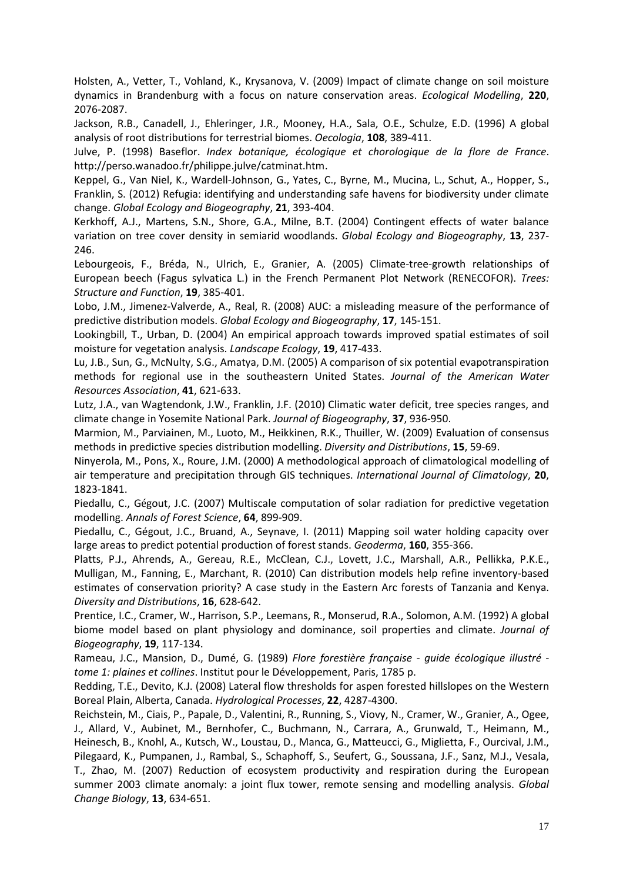Holsten, A., Vetter, T., Vohland, K., Krysanova, V. (2009) Impact of climate change on soil moisture dynamics in Brandenburg with a focus on nature conservation areas. *Ecological Modelling*, **220**, 2076-2087.

Jackson, R.B., Canadell, J., Ehleringer, J.R., Mooney, H.A., Sala, O.E., Schulze, E.D. (1996) A global analysis of root distributions for terrestrial biomes. *Oecologia*, **108**, 389-411.

Julve, P. (1998) Baseflor. *Index botanique, écologique et chorologique de la flore de France*. http://perso.wanadoo.fr/philippe.julve/catminat.htm.

Keppel, G., Van Niel, K., Wardell-Johnson, G., Yates, C., Byrne, M., Mucina, L., Schut, A., Hopper, S., Franklin, S. (2012) Refugia: identifying and understanding safe havens for biodiversity under climate change. *Global Ecology and Biogeography*, **21**, 393-404.

Kerkhoff, A.J., Martens, S.N., Shore, G.A., Milne, B.T. (2004) Contingent effects of water balance variation on tree cover density in semiarid woodlands. *Global Ecology and Biogeography*, **13**, 237-246.

Lebourgeois, F., Bréda, N., Ulrich, E., Granier, A. (2005) Climate-tree-growth relationships of European beech (Fagus sylvatica L.) in the French Permanent Plot Network (RENECOFOR). *Trees: Structure and Function*, **19**, 385-401.

Lobo, J.M., Jimenez-Valverde, A., Real, R. (2008) AUC: a misleading measure of the performance of predictive distribution models. *Global Ecology and Biogeography*, **17**, 145-151.

Lookingbill, T., Urban, D. (2004) An empirical approach towards improved spatial estimates of soil moisture for vegetation analysis. *Landscape Ecology*, **19**, 417-433.

Lu, J.B., Sun, G., McNulty, S.G., Amatya, D.M. (2005) A comparison of six potential evapotranspiration methods for regional use in the southeastern United States. *Journal of the American Water Resources Association*, **41**, 621-633.

Lutz, J.A., van Wagtendonk, J.W., Franklin, J.F. (2010) Climatic water deficit, tree species ranges, and climate change in Yosemite National Park. *Journal of Biogeography*, **37**, 936-950.

Marmion, M., Parviainen, M., Luoto, M., Heikkinen, R.K., Thuiller, W. (2009) Evaluation of consensus methods in predictive species distribution modelling. *Diversity and Distributions*, **15**, 59-69.

Ninyerola, M., Pons, X., Roure, J.M. (2000) A methodological approach of climatological modelling of air temperature and precipitation through GIS techniques. *International Journal of Climatology*, **20**, 1823-1841.

Piedallu, C., Gégout, J.C. (2007) Multiscale computation of solar radiation for predictive vegetation modelling. *Annals of Forest Science*, **64**, 899-909.

Piedallu, C., Gégout, J.C., Bruand, A., Seynave, I. (2011) Mapping soil water holding capacity over large areas to predict potential production of forest stands. *Geoderma*, **160**, 355-366.

Platts, P.J., Ahrends, A., Gereau, R.E., McClean, C.J., Lovett, J.C., Marshall, A.R., Pellikka, P.K.E., Mulligan, M., Fanning, E., Marchant, R. (2010) Can distribution models help refine inventory-based estimates of conservation priority? A case study in the Eastern Arc forests of Tanzania and Kenya. *Diversity and Distributions*, **16**, 628-642.

Prentice, I.C., Cramer, W., Harrison, S.P., Leemans, R., Monserud, R.A., Solomon, A.M. (1992) A global biome model based on plant physiology and dominance, soil properties and climate. *Journal of Biogeography*, **19**, 117-134.

Rameau, J.C., Mansion, D., Dumé, G. (1989) *Flore forestière française - guide écologique illustré - tome 1: plaines et collines*. Institut pour le Développement, Paris, 1785 p.

Redding, T.E., Devito, K.J. (2008) Lateral flow thresholds for aspen forested hillslopes on the Western Boreal Plain, Alberta, Canada. *Hydrological Processes*, **22**, 4287-4300.

Reichstein, M., Ciais, P., Papale, D., Valentini, R., Running, S., Viovy, N., Cramer, W., Granier, A., Ogee, J., Allard, V., Aubinet, M., Bernhofer, C., Buchmann, N., Carrara, A., Grunwald, T., Heimann, M., Heinesch, B., Knohl, A., Kutsch, W., Loustau, D., Manca, G., Matteucci, G., Miglietta, F., Ourcival, J.M., Pilegaard, K., Pumpanen, J., Rambal, S., Schaphoff, S., Seufert, G., Soussana, J.F., Sanz, M.J., Vesala, T., Zhao, M. (2007) Reduction of ecosystem productivity and respiration during the European summer 2003 climate anomaly: a joint flux tower, remote sensing and modelling analysis. *Global Change Biology*, **13**, 634-651.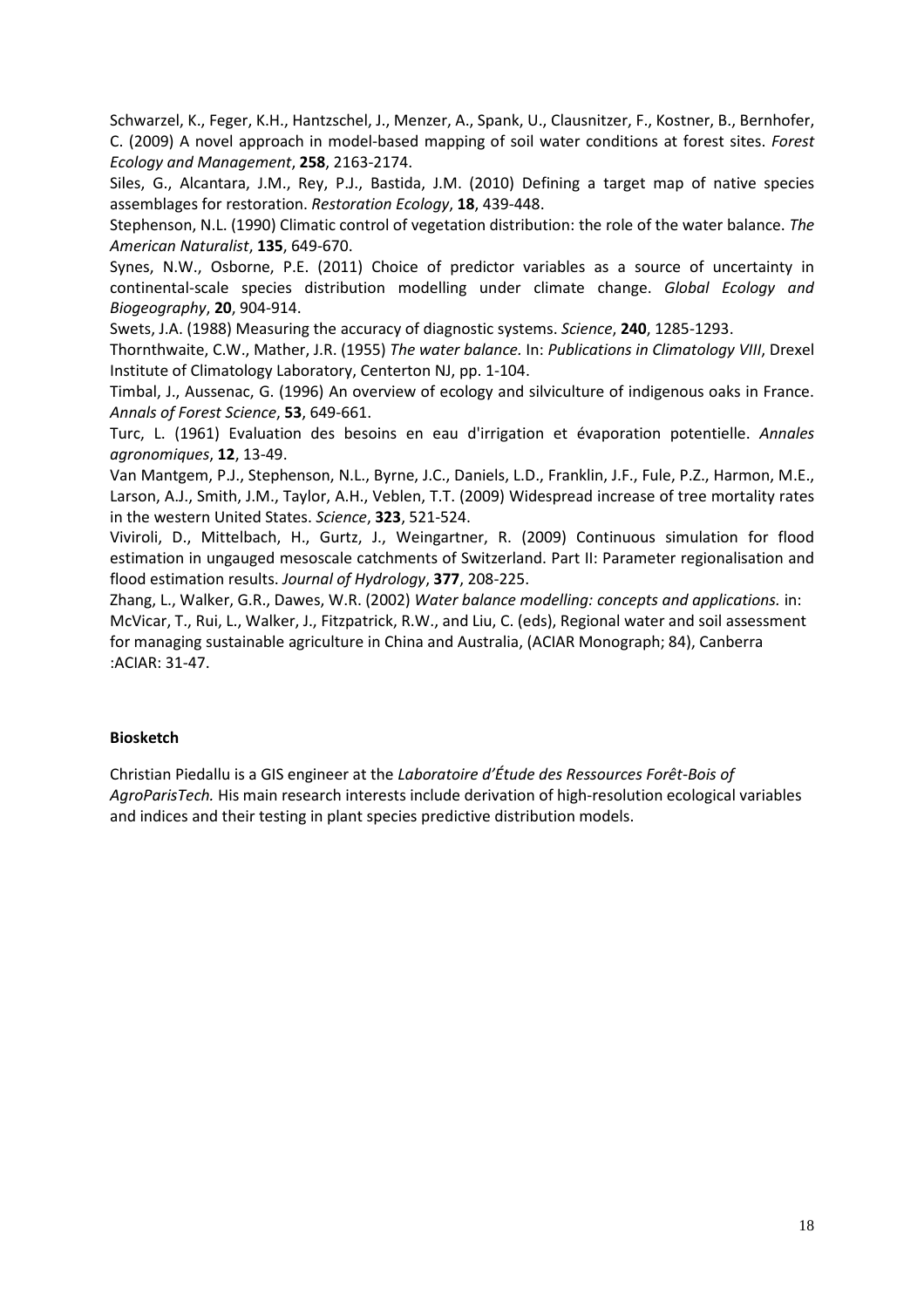Schwarzel, K., Feger, K.H., Hantzschel, J., Menzer, A., Spank, U., Clausnitzer, F., Kostner, B., Bernhofer, C. (2009) A novel approach in model-based mapping of soil water conditions at forest sites. *Forest Ecology and Management*, **258**, 2163-2174.

Siles, G., Alcantara, J.M., Rey, P.J., Bastida, J.M. (2010) Defining a target map of native species assemblages for restoration. *Restoration Ecology*, **18**, 439-448.

Stephenson, N.L. (1990) Climatic control of vegetation distribution: the role of the water balance. *The American Naturalist*, **135**, 649-670.

Synes, N.W., Osborne, P.E. (2011) Choice of predictor variables as a source of uncertainty in continental-scale species distribution modelling under climate change. *Global Ecology and Biogeography*, **20**, 904-914.

Swets, J.A. (1988) Measuring the accuracy of diagnostic systems. *Science*, **240**, 1285-1293.

Thornthwaite, C.W., Mather, J.R. (1955) *The water balance.* In: *Publications in Climatology VIII*, Drexel Institute of Climatology Laboratory, Centerton NJ, pp. 1-104.

Timbal, J., Aussenac, G. (1996) An overview of ecology and silviculture of indigenous oaks in France. *Annals of Forest Science*, **53**, 649-661.

Turc, L. (1961) Evaluation des besoins en eau d'irrigation et évaporation potentielle. *Annales agronomiques*, **12**, 13-49.

Van Mantgem, P.J., Stephenson, N.L., Byrne, J.C., Daniels, L.D., Franklin, J.F., Fule, P.Z., Harmon, M.E., Larson, A.J., Smith, J.M., Taylor, A.H., Veblen, T.T. (2009) Widespread increase of tree mortality rates in the western United States. *Science*, **323**, 521-524.

Viviroli, D., Mittelbach, H., Gurtz, J., Weingartner, R. (2009) Continuous simulation for flood estimation in ungauged mesoscale catchments of Switzerland. Part II: Parameter regionalisation and flood estimation results. *Journal of Hydrology*, **377**, 208-225.

Zhang, L., Walker, G.R., Dawes, W.R. (2002) *Water balance modelling: concepts and applications.* in: McVicar, T., Rui, L., Walker, J., Fitzpatrick, R.W., and Liu, C. (eds), Regional water and soil assessment for managing sustainable agriculture in China and Australia, (ACIAR Monograph; 84), Canberra :ACIAR: 31-47.

**Biosketch**

Christian Piedallu is a GIS engineer at the *Laboratoire d'Étude des Ressources Forêt-Bois of AgroParisTech.* His main research interests include derivation of high-resolution ecological variables and indices and their testing in plant species predictive distribution models.